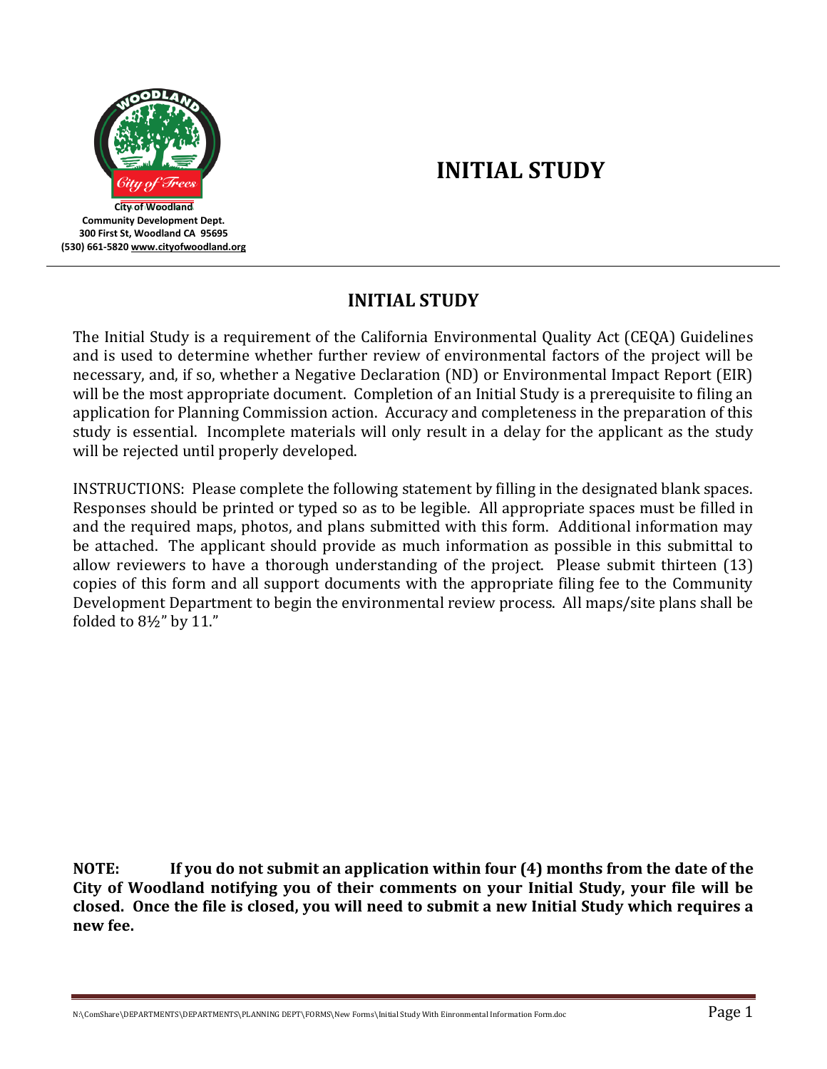City of Woodland
Community Development Dept.
300 First St, Woodland CA 95695
(530) 661-5820 www.cityofwoodland.org

# INITIAL STUDY

## INITIAL STUDY

The Initial Study is a requirement of the California Environmental Quality Act (CEQA) Guidelines and is used to determine whether further review of environmental factors of the project will be necessary, and, if so, whether a Negative Declaration (ND) or Environmental Impact Report (EIR) will be the most appropriate document. Completion of an Initial Study is a prerequisite to filing an application for Planning Commission action. Accuracy and completeness in the preparation of this study is essential. Incomplete materials will only result in a delay for the applicant as the study will be rejected until properly developed.

INSTRUCTIONS: Please complete the following statement by filling in the designated blank spaces. Responses should be printed or typed so as to be legible. All appropriate spaces must be filled in and the required maps, photos, and plans submitted with this form. Additional information may be attached. The applicant should provide as much information as possible in this submittal to allow reviewers to have a thorough understanding of the project. Please submit thirteen (13) copies of this form and all support documents with the appropriate filing fee to the Community Development Department to begin the environmental review process. All maps/site plans shall be folded to 8½" by 11."

**NOTE: If you do not submit an application within four (4) months from the date of the City of Woodland notifying you of their comments on your Initial Study, your file will be closed. Once the file is closed, you will need to submit a new Initial Study which requires a new fee.**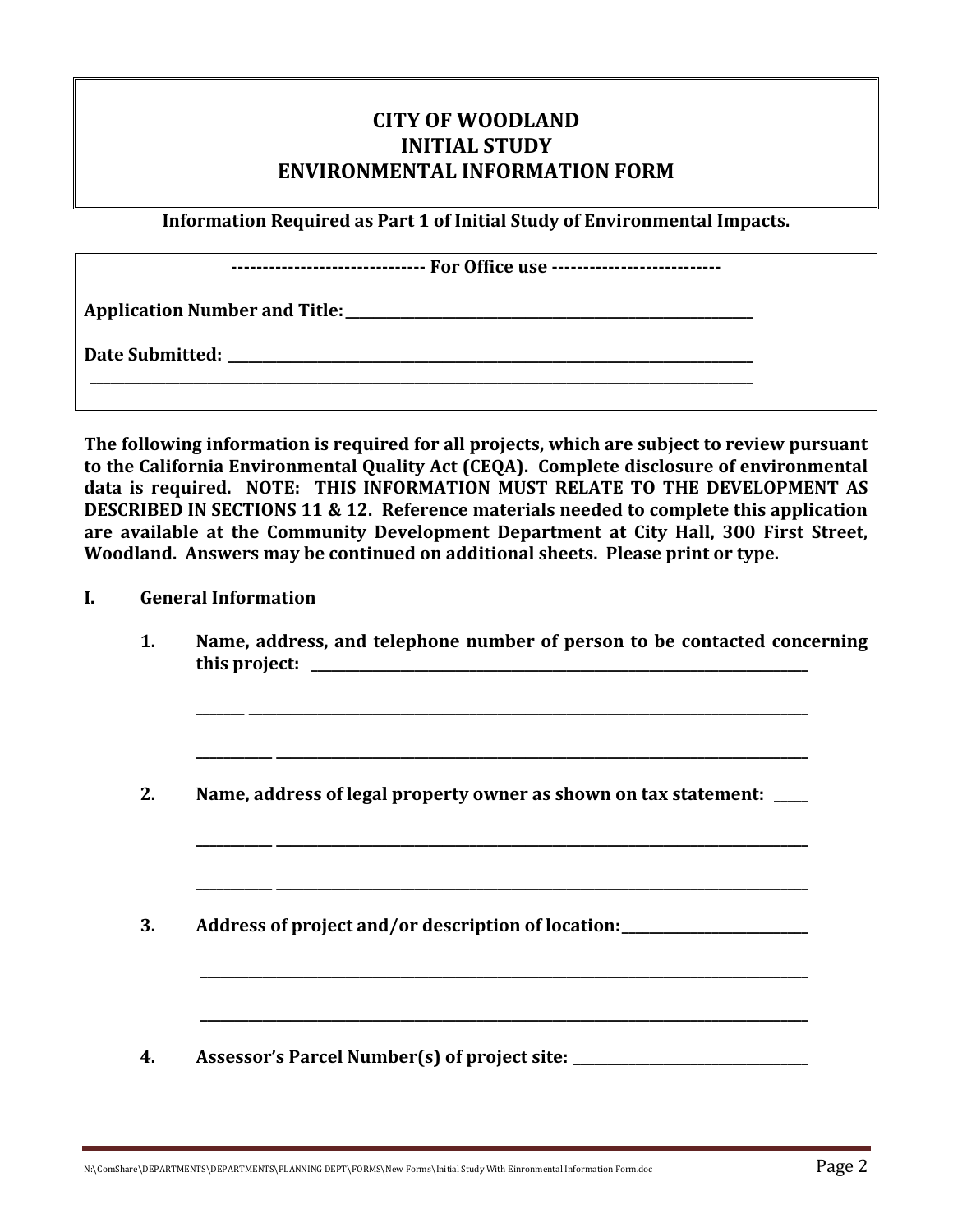# CITY OF WOODLAND
# INITIAL STUDY
# ENVIRONMENTAL INFORMATION FORM

**Information Required as Part 1 of Initial Study of Environmental Impacts.**

**------------------------------ For Office use --------------------------**

**Application Number and Title:** ________________________________________________

**Date Submitted:** ________________________________________________

________________________________________________________________________

**The following information is required for all projects, which are subject to review pursuant to the California Environmental Quality Act (CEQA). Complete disclosure of environmental data is required. NOTE: THIS INFORMATION MUST RELATE TO THE DEVELOPMENT AS DESCRIBED IN SECTIONS 11 & 12. Reference materials needed to complete this application are available at the Community Development Department at City Hall, 300 First Street, Woodland. Answers may be continued on additional sheets. Please print or type.**

**I. General Information**

1. **Name, address, and telephone number of person to be contacted concerning this project:** ________________________________________________

   ________________________________________________________________________

   ________________________________________________________________________

2. **Name, address of legal property owner as shown on tax statement:** _____

   ________________________________________________________________________

   ________________________________________________________________________

3. **Address of project and/or description of location:** ________________________

   ________________________________________________________________________

   ________________________________________________________________________

4. **Assessor's Parcel Number(s) of project site:** ______________________________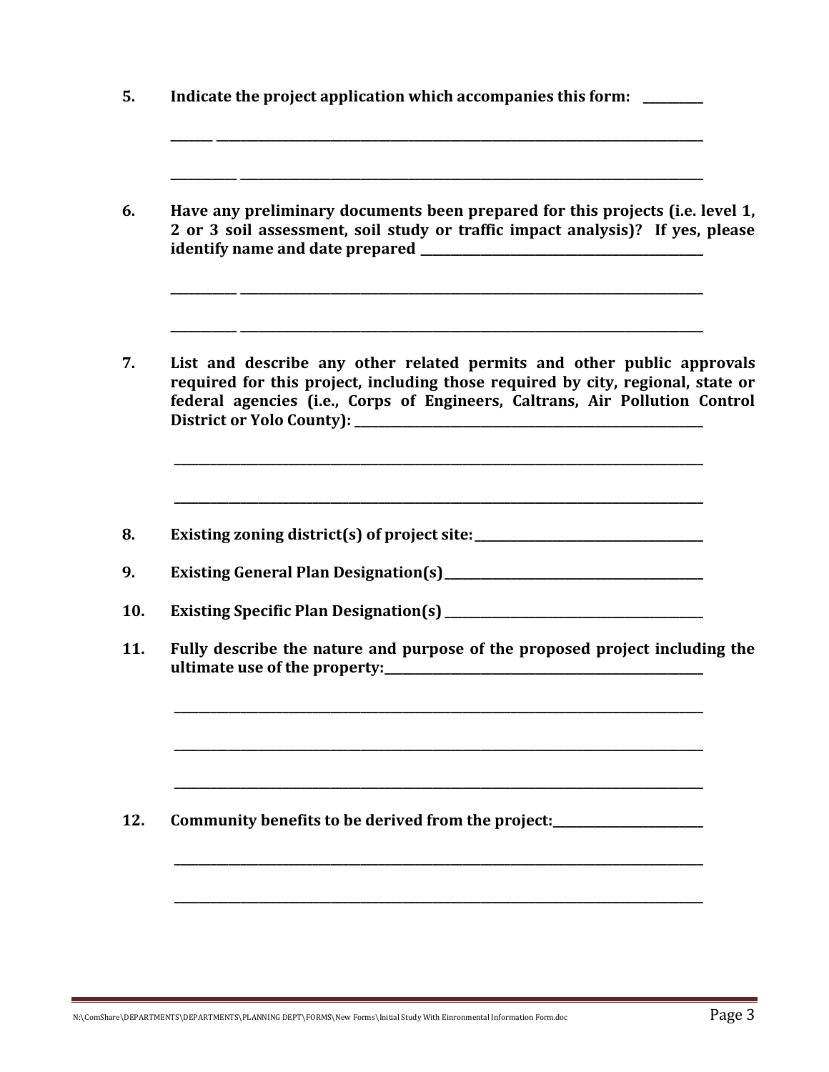**5. Indicate the project application which accompanies this form:** ____________

_______ ________________________________________________________________________________

___________ ____________________________________________________________________________

**6. Have any preliminary documents been prepared for this projects (i.e. level 1, 2 or 3 soil assessment, soil study or traffic impact analysis)? If yes, please identify name and date prepared** ______________________________________________

___________ ____________________________________________________________________________

___________ ____________________________________________________________________________

**7. List and describe any other related permits and other public approvals required for this project, including those required by city, regional, state or federal agencies (i.e., Corps of Engineers, Caltrans, Air Pollution Control District or Yolo County):** ______________________________________________________

_______________________________________________________________________________________

_______________________________________________________________________________________

**8. Existing zoning district(s) of project site:** ____________________________________

**9. Existing General Plan Designation(s)** ____________________________________________

**10. Existing Specific Plan Designation(s)** ___________________________________________

**11. Fully describe the nature and purpose of the proposed project including the ultimate use of the property:** ______________________________________________________

_______________________________________________________________________________________

_______________________________________________________________________________________

_______________________________________________________________________________________

**12. Community benefits to be derived from the project:** _________________________

_______________________________________________________________________________________

_______________________________________________________________________________________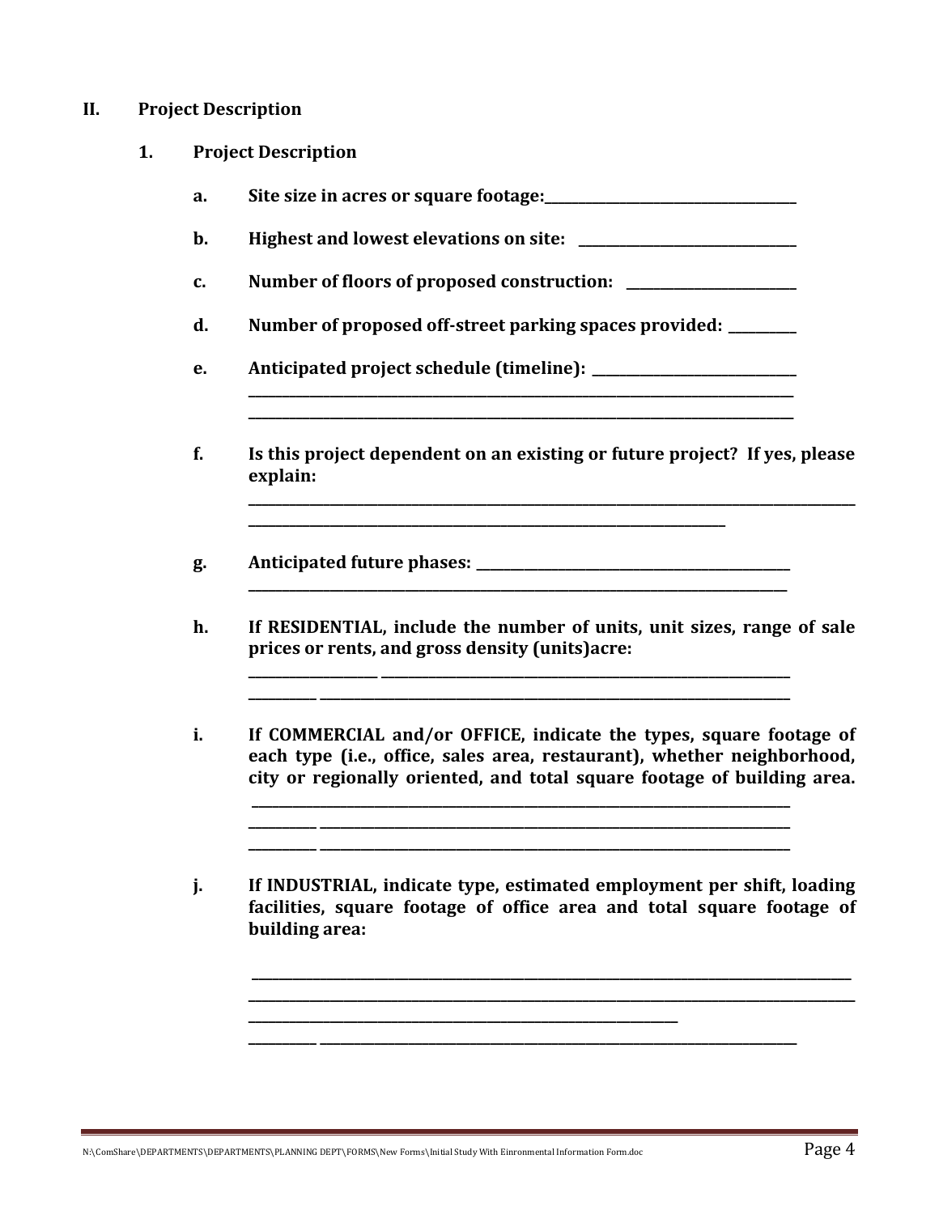## II. Project Description

### 1. Project Description

**a. Site size in acres or square footage:**\_\_\_\_\_\_\_\_\_\_\_\_\_\_\_\_\_\_\_\_\_\_\_\_\_\_\_\_\_\_\_\_\_\_\_\_\_\_

**b. Highest and lowest elevations on site:** \_\_\_\_\_\_\_\_\_\_\_\_\_\_\_\_\_\_\_\_\_\_\_\_\_\_\_\_\_\_\_\_\_

**c. Number of floors of proposed construction:** \_\_\_\_\_\_\_\_\_\_\_\_\_\_\_\_\_\_\_\_\_\_\_\_\_

**d. Number of proposed off-street parking spaces provided:** \_\_\_\_\_\_\_\_\_\_

**e. Anticipated project schedule (timeline):** \_\_\_\_\_\_\_\_\_\_\_\_\_\_\_\_\_\_\_\_\_\_\_\_\_\_\_\_\_\_
\_\_\_\_\_\_\_\_\_\_\_\_\_\_\_\_\_\_\_\_\_\_\_\_\_\_\_\_\_\_\_\_\_\_\_\_\_\_\_\_\_\_\_\_\_\_\_\_\_\_\_\_\_\_\_\_\_\_\_\_\_\_\_\_\_\_\_\_\_\_\_\_\_\_\_\_\_\_\_\_\_\_
\_\_\_\_\_\_\_\_\_\_\_\_\_\_\_\_\_\_\_\_\_\_\_\_\_\_\_\_\_\_\_\_\_\_\_\_\_\_\_\_\_\_\_\_\_\_\_\_\_\_\_\_\_\_\_\_\_\_\_\_\_\_\_\_\_\_\_\_\_\_\_\_\_\_\_\_\_\_\_\_\_\_

**f. Is this project dependent on an existing or future project? If yes, please explain:**
\_\_\_\_\_\_\_\_\_\_\_\_\_\_\_\_\_\_\_\_\_\_\_\_\_\_\_\_\_\_\_\_\_\_\_\_\_\_\_\_\_\_\_\_\_\_\_\_\_\_\_\_\_\_\_\_\_\_\_\_\_\_\_\_\_\_\_\_\_\_\_\_\_\_\_\_\_\_\_\_\_\_\_\_\_\_\_\_
\_\_\_\_\_\_\_\_\_\_\_\_\_\_\_\_\_\_\_\_\_\_\_\_\_\_\_\_\_\_\_\_\_\_\_\_\_\_\_\_\_\_\_\_\_\_\_\_\_\_\_\_\_\_\_\_\_\_\_\_\_\_\_\_\_\_\_\_\_\_

**g. Anticipated future phases:** \_\_\_\_\_\_\_\_\_\_\_\_\_\_\_\_\_\_\_\_\_\_\_\_\_\_\_\_\_\_\_\_\_\_\_\_\_\_\_\_\_\_\_\_\_
\_\_\_\_\_\_\_\_\_\_\_\_\_\_\_\_\_\_\_\_\_\_\_\_\_\_\_\_\_\_\_\_\_\_\_\_\_\_\_\_\_\_\_\_\_\_\_\_\_\_\_\_\_\_\_\_\_\_\_\_\_\_\_\_\_\_\_\_\_\_\_\_\_\_\_\_\_\_\_\_\_

**h. If RESIDENTIAL, include the number of units, unit sizes, range of sale prices or rents, and gross density (units)acre:**
\_\_\_\_\_\_\_\_\_\_\_\_\_\_\_\_\_\_\_ \_\_\_\_\_\_\_\_\_\_\_\_\_\_\_\_\_\_\_\_\_\_\_\_\_\_\_\_\_\_\_\_\_\_\_\_\_\_\_\_\_\_\_\_\_\_\_\_\_\_\_\_\_\_\_\_\_\_\_\_\_\_\_
\_\_\_\_\_\_\_\_\_\_ \_\_\_\_\_\_\_\_\_\_\_\_\_\_\_\_\_\_\_\_\_\_\_\_\_\_\_\_\_\_\_\_\_\_\_\_\_\_\_\_\_\_\_\_\_\_\_\_\_\_\_\_\_\_\_\_\_\_\_\_\_\_\_\_\_\_\_\_\_\_\_\_\_

**i. If COMMERCIAL and/or OFFICE, indicate the types, square footage of each type (i.e., office, sales area, restaurant), whether neighborhood, city or regionally oriented, and total square footage of building area.**
\_\_\_\_\_\_\_\_\_\_\_\_\_\_\_\_\_\_\_\_\_\_\_\_\_\_\_\_\_\_\_\_\_\_\_\_\_\_\_\_\_\_\_\_\_\_\_\_\_\_\_\_\_\_\_\_\_\_\_\_\_\_\_\_\_\_\_\_\_\_\_\_\_\_\_\_\_\_\_\_\_
\_\_\_\_\_\_\_\_\_\_ \_\_\_\_\_\_\_\_\_\_\_\_\_\_\_\_\_\_\_\_\_\_\_\_\_\_\_\_\_\_\_\_\_\_\_\_\_\_\_\_\_\_\_\_\_\_\_\_\_\_\_\_\_\_\_\_\_\_\_\_\_\_\_\_\_\_\_\_\_\_\_\_\_
\_\_\_\_\_\_\_\_\_\_ \_\_\_\_\_\_\_\_\_\_\_\_\_\_\_\_\_\_\_\_\_\_\_\_\_\_\_\_\_\_\_\_\_\_\_\_\_\_\_\_\_\_\_\_\_\_\_\_\_\_\_\_\_\_\_\_\_\_\_\_\_\_\_\_\_\_\_\_\_\_\_\_\_

**j. If INDUSTRIAL, indicate type, estimated employment per shift, loading facilities, square footage of office area and total square footage of building area:**

\_\_\_\_\_\_\_\_\_\_\_\_\_\_\_\_\_\_\_\_\_\_\_\_\_\_\_\_\_\_\_\_\_\_\_\_\_\_\_\_\_\_\_\_\_\_\_\_\_\_\_\_\_\_\_\_\_\_\_\_\_\_\_\_\_\_\_\_\_\_\_\_\_\_\_\_\_\_\_\_\_\_\_\_\_\_\_
\_\_\_\_\_\_\_\_\_\_\_\_\_\_\_\_\_\_\_\_\_\_\_\_\_\_\_\_\_\_\_\_\_\_\_\_\_\_\_\_\_\_\_\_\_\_\_\_\_\_\_\_\_\_\_\_\_\_\_\_\_\_\_\_\_\_\_\_\_\_\_\_\_\_\_\_\_\_\_\_\_\_\_\_\_\_\_\_
\_\_\_\_\_\_\_\_\_\_\_\_\_\_\_\_\_\_\_\_\_\_\_\_\_\_\_\_\_\_\_\_\_\_\_\_\_\_\_\_\_\_\_\_\_\_\_\_\_\_\_\_\_\_\_\_\_\_\_\_\_\_\_\_\_
\_\_\_\_\_\_\_\_\_\_ \_\_\_\_\_\_\_\_\_\_\_\_\_\_\_\_\_\_\_\_\_\_\_\_\_\_\_\_\_\_\_\_\_\_\_\_\_\_\_\_\_\_\_\_\_\_\_\_\_\_\_\_\_\_\_\_\_\_\_\_\_\_\_\_\_\_\_\_\_\_\_\_\_\_\_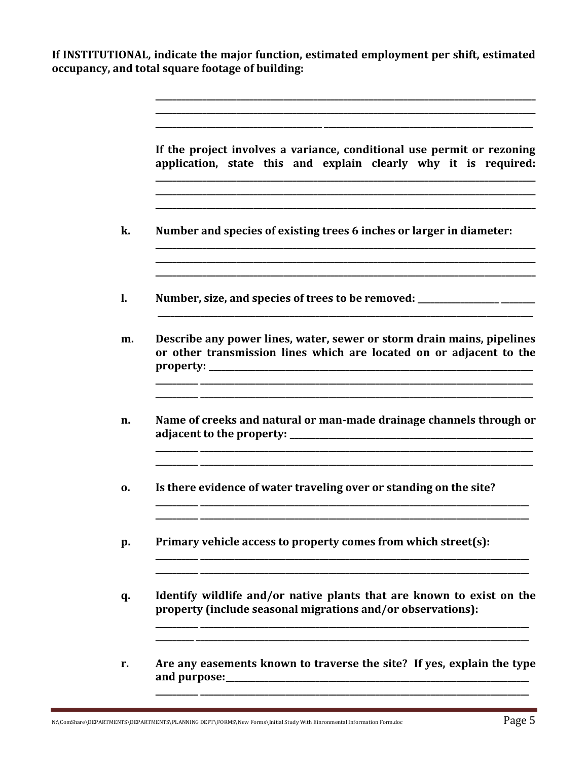**If INSTITUTIONAL, indicate the major function, estimated employment per shift, estimated occupancy, and total square footage of building:**

______________________________________________________________________________
______________________________________________________________________________
______________________________________ ______________________________________

**If the project involves a variance, conditional use permit or rezoning application, state this and explain clearly why it is required:**
______________________________________________________________________________
______________________________________________________________________________
______________________________________________________________________________

**k. Number and species of existing trees 6 inches or larger in diameter:**
______________________________________________________________________________
______________________________________________________________________________
______________________________________________________________________________

**l. Number, size, and species of trees to be removed:** __________________ ________
______________________________________________________________________________

**m. Describe any power lines, water, sewer or storm drain mains, pipelines or other transmission lines which are located on or adjacent to the property:** ______________________________________________
__________ ____________________________________________________________________
__________ ____________________________________________________________________

**n. Name of creeks and natural or man-made drainage channels through or adjacent to the property:** ________________________________________
__________ ____________________________________________________________________
__________ ____________________________________________________________________

**o. Is there evidence of water traveling over or standing on the site?**
__________ ____________________________________________________________________
__________ ____________________________________________________________________

**p. Primary vehicle access to property comes from which street(s):**
__________ ____________________________________________________________________
__________ ____________________________________________________________________

**q. Identify wildlife and/or native plants that are known to exist on the property (include seasonal migrations and/or observations):**
__________ ____________________________________________________________________
__________ ____________________________________________________________________

**r. Are any easements known to traverse the site? If yes, explain the type and purpose:**____________________________________________________
__________ ____________________________________________________________________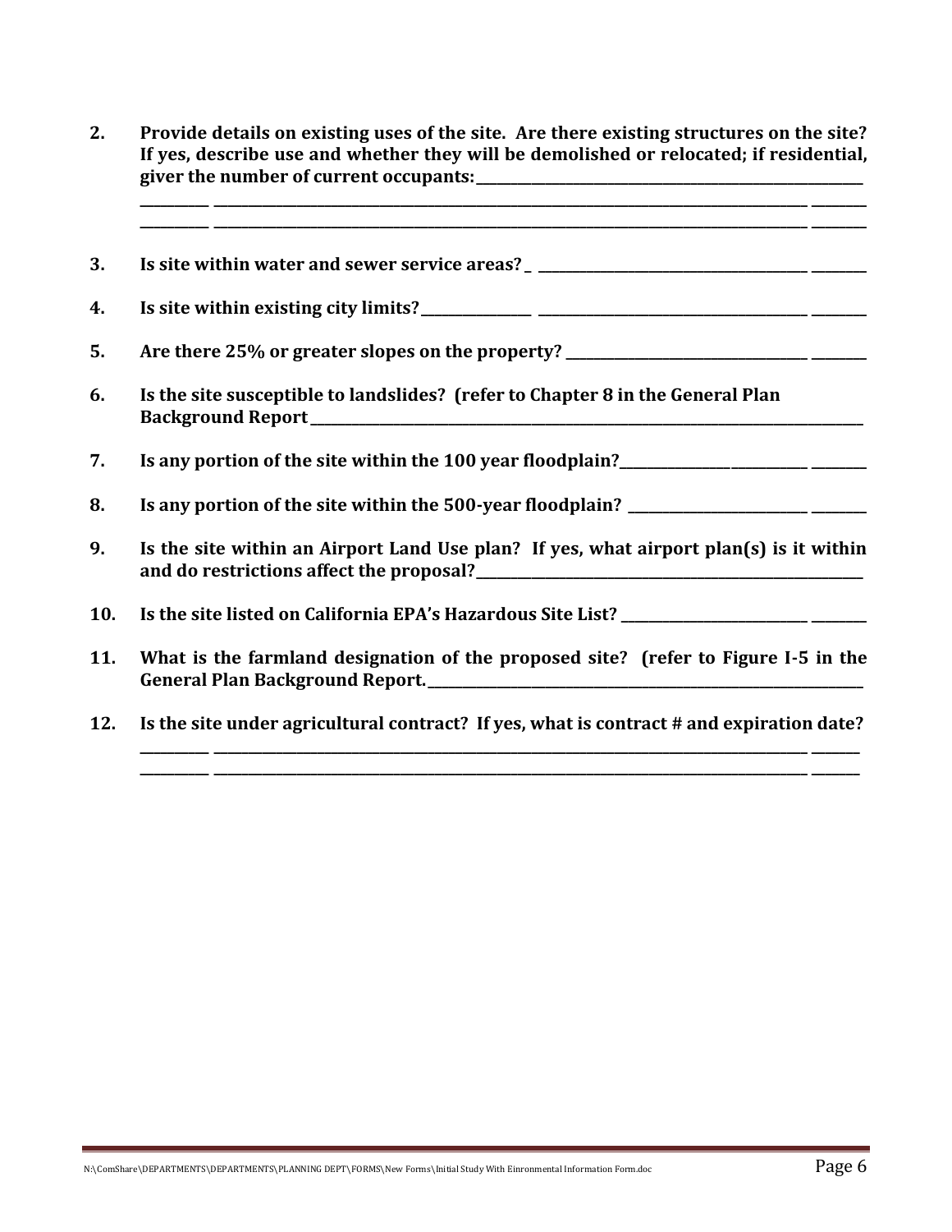2. **Provide details on existing uses of the site. Are there existing structures on the site? If yes, describe use and whether they will be demolished or relocated; if residential, giver the number of current occupants:**\_\_\_\_\_\_\_\_\_\_\_\_\_\_\_\_\_\_\_\_\_\_\_\_\_\_\_\_\_\_\_\_\_\_\_\_\_\_\_\_\_\_\_\_
\_\_\_\_\_\_\_\_\_\_\_\_\_\_\_\_\_\_\_\_\_\_\_\_\_\_\_\_\_\_\_\_\_\_\_\_\_\_\_\_\_\_\_\_\_\_\_\_\_\_\_\_\_\_\_\_\_\_\_\_\_\_\_\_\_\_\_\_\_\_\_\_\_\_\_\_\_\_\_\_\_\_\_\_
\_\_\_\_\_\_\_\_\_\_\_\_\_\_\_\_\_\_\_\_\_\_\_\_\_\_\_\_\_\_\_\_\_\_\_\_\_\_\_\_\_\_\_\_\_\_\_\_\_\_\_\_\_\_\_\_\_\_\_\_\_\_\_\_\_\_\_\_\_\_\_\_\_\_\_\_\_\_\_\_\_\_\_\_

3. **Is site within water and sewer service areas?** \_\_\_\_\_\_\_\_\_\_\_\_\_\_\_\_\_\_\_\_\_\_\_\_\_\_\_\_\_\_\_\_\_\_\_\_\_\_\_\_

4. **Is site within existing city limits?**\_\_\_\_\_\_\_\_\_\_\_\_\_\_\_\_\_\_\_\_\_\_\_\_\_\_\_\_\_\_\_\_\_\_\_\_\_\_\_\_\_\_\_\_\_\_\_\_\_\_\_\_

5. **Are there 25% or greater slopes on the property?** \_\_\_\_\_\_\_\_\_\_\_\_\_\_\_\_\_\_\_\_\_\_\_\_\_\_\_\_\_\_\_\_\_\_\_\_\_\_

6. **Is the site susceptible to landslides? (refer to Chapter 8 in the General Plan Background Report**\_\_\_\_\_\_\_\_\_\_\_\_\_\_\_\_\_\_\_\_\_\_\_\_\_\_\_\_\_\_\_\_\_\_\_\_\_\_\_\_\_\_\_\_\_\_\_\_\_\_\_\_\_\_\_\_\_\_\_\_\_\_\_\_\_\_

7. **Is any portion of the site within the 100 year floodplain?**\_\_\_\_\_\_\_\_\_\_\_\_\_\_\_\_\_\_\_\_\_\_\_\_\_\_\_\_\_\_\_\_\_\_

8. **Is any portion of the site within the 500-year floodplain?** \_\_\_\_\_\_\_\_\_\_\_\_\_\_\_\_\_\_\_\_\_\_\_\_\_\_\_\_\_\_\_\_

9. **Is the site within an Airport Land Use plan? If yes, what airport plan(s) is it within and do restrictions affect the proposal?**\_\_\_\_\_\_\_\_\_\_\_\_\_\_\_\_\_\_\_\_\_\_\_\_\_\_\_\_\_\_\_\_\_\_\_\_\_\_\_\_\_\_\_\_\_\_\_\_

10. **Is the site listed on California EPA's Hazardous Site List?** \_\_\_\_\_\_\_\_\_\_\_\_\_\_\_\_\_\_\_\_\_\_\_\_\_\_\_\_\_\_\_\_\_\_

11. **What is the farmland designation of the proposed site? (refer to Figure I-5 in the General Plan Background Report.**\_\_\_\_\_\_\_\_\_\_\_\_\_\_\_\_\_\_\_\_\_\_\_\_\_\_\_\_\_\_\_\_\_\_\_\_\_\_\_\_\_\_\_\_\_\_\_\_\_\_\_\_\_\_\_\_

12. **Is the site under agricultural contract? If yes, what is contract # and expiration date?**
\_\_\_\_\_\_\_\_\_\_\_\_\_\_\_\_\_\_\_\_\_\_\_\_\_\_\_\_\_\_\_\_\_\_\_\_\_\_\_\_\_\_\_\_\_\_\_\_\_\_\_\_\_\_\_\_\_\_\_\_\_\_\_\_\_\_\_\_\_\_\_\_\_\_\_\_\_\_\_\_\_\_\_\_
\_\_\_\_\_\_\_\_\_\_\_\_\_\_\_\_\_\_\_\_\_\_\_\_\_\_\_\_\_\_\_\_\_\_\_\_\_\_\_\_\_\_\_\_\_\_\_\_\_\_\_\_\_\_\_\_\_\_\_\_\_\_\_\_\_\_\_\_\_\_\_\_\_\_\_\_\_\_\_\_\_\_\_\_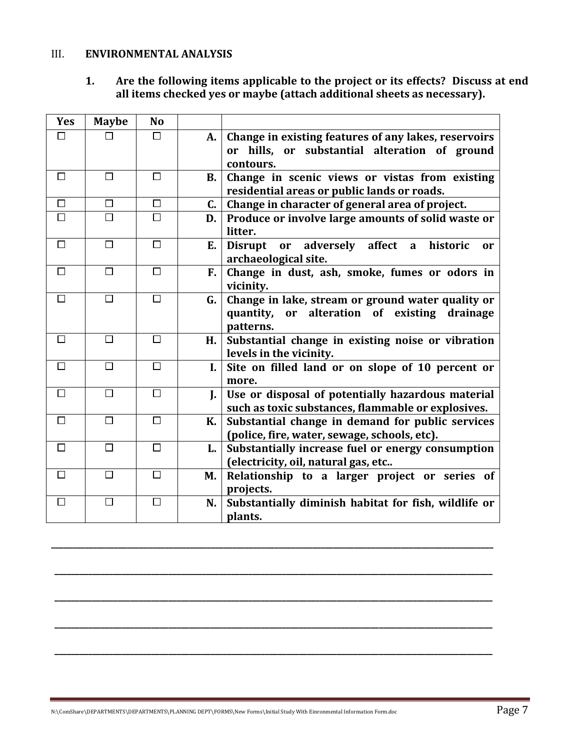III. **ENVIRONMENTAL ANALYSIS**

1. **Are the following items applicable to the project or its effects? Discuss at end all items checked yes or maybe (attach additional sheets as necessary).**

| Yes | Maybe | No | | |
|---|---|---|---|---|
| ☐ | ☐ | ☐ | **A.** | **Change in existing features of any lakes, reservoirs or hills, or substantial alteration of ground contours.** |
| ☐ | ☐ | ☐ | **B.** | **Change in scenic views or vistas from existing residential areas or public lands or roads.** |
| ☐ | ☐ | ☐ | **C.** | **Change in character of general area of project.** |
| ☐ | ☐ | ☐ | **D.** | **Produce or involve large amounts of solid waste or litter.** |
| ☐ | ☐ | ☐ | **E.** | **Disrupt or adversely affect a historic or archaeological site.** |
| ☐ | ☐ | ☐ | **F.** | **Change in dust, ash, smoke, fumes or odors in vicinity.** |
| ☐ | ☐ | ☐ | **G.** | **Change in lake, stream or ground water quality or quantity, or alteration of existing drainage patterns.** |
| ☐ | ☐ | ☐ | **H.** | **Substantial change in existing noise or vibration levels in the vicinity.** |
| ☐ | ☐ | ☐ | **I.** | **Site on filled land or on slope of 10 percent or more.** |
| ☐ | ☐ | ☐ | **J.** | **Use or disposal of potentially hazardous material such as toxic substances, flammable or explosives.** |
| ☐ | ☐ | ☐ | **K.** | **Substantial change in demand for public services (police, fire, water, sewage, schools, etc).** |
| ☐ | ☐ | ☐ | **L.** | **Substantially increase fuel or energy consumption (electricity, oil, natural gas, etc..** |
| ☐ | ☐ | ☐ | **M.** | **Relationship to a larger project or series of projects.** |
| ☐ | ☐ | ☐ | **N.** | **Substantially diminish habitat for fish, wildlife or plants.** |

______________________________________________________________________________

______________________________________________________________________________

______________________________________________________________________________

______________________________________________________________________________

______________________________________________________________________________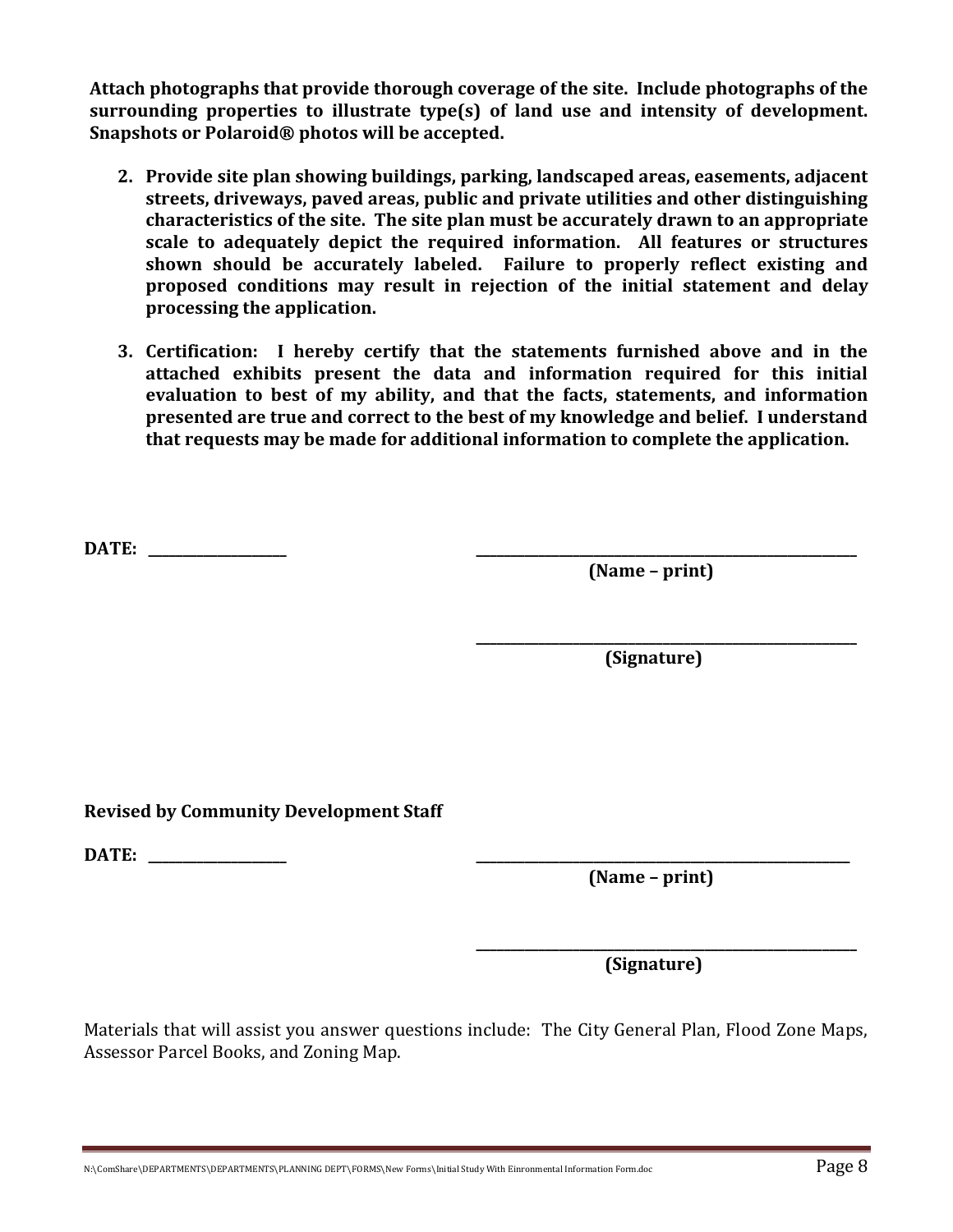**Attach photographs that provide thorough coverage of the site. Include photographs of the surrounding properties to illustrate type(s) of land use and intensity of development. Snapshots or Polaroid® photos will be accepted.**

2. **Provide site plan showing buildings, parking, landscaped areas, easements, adjacent streets, driveways, paved areas, public and private utilities and other distinguishing characteristics of the site. The site plan must be accurately drawn to an appropriate scale to adequately depict the required information. All features or structures shown should be accurately labeled. Failure to properly reflect existing and proposed conditions may result in rejection of the initial statement and delay processing the application.**

3. **Certification: I hereby certify that the statements furnished above and in the attached exhibits present the data and information required for this initial evaluation to best of my ability, and that the facts, statements, and information presented are true and correct to the best of my knowledge and belief. I understand that requests may be made for additional information to complete the application.**

**DATE: ____________________** &nbsp;&nbsp;&nbsp;&nbsp; ______________________________________________________
**(Name – print)**

______________________________________________________
**(Signature)**

**Revised by Community Development Staff**

**DATE: ____________________** &nbsp;&nbsp;&nbsp;&nbsp; ______________________________________________________
**(Name – print)**

______________________________________________________
**(Signature)**

Materials that will assist you answer questions include: The City General Plan, Flood Zone Maps, Assessor Parcel Books, and Zoning Map.